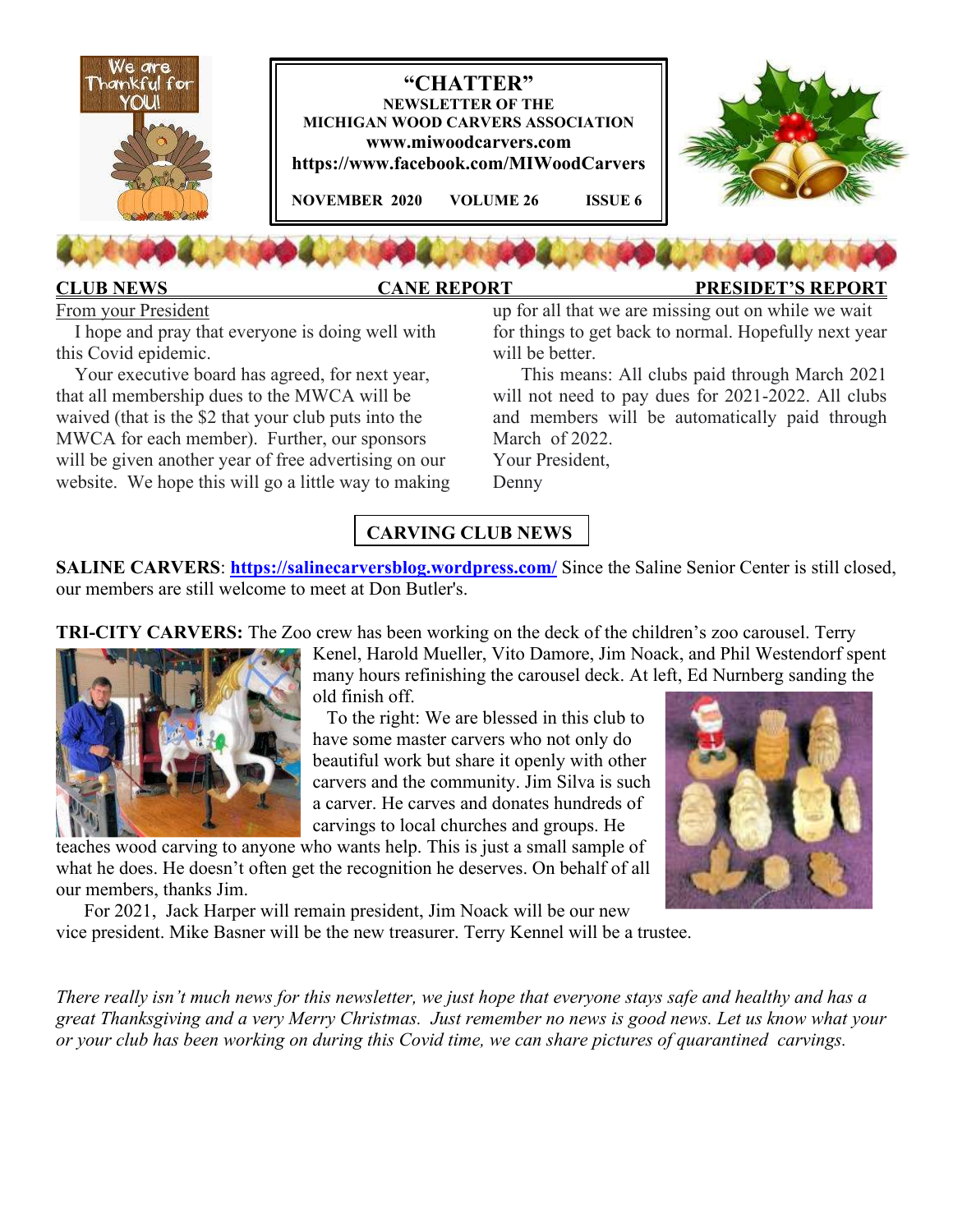# "CHATTER"

**NEWSLETTER OF THE**
**MICHIGAN WOOD CARVERS ASSOCIATION**
**www.miwoodcarvers.com**
**https://www.facebook.com/MIWoodCarvers**

**NOVEMBER 2020 VOLUME 26 ISSUE 6**

**CLUB NEWS** **CANE REPORT** **PRESIDET'S REPORT**

From your President

I hope and pray that everyone is doing well with this Covid epidemic.

Your executive board has agreed, for next year, that all membership dues to the MWCA will be waived (that is the $2 that your club puts into the MWCA for each member). Further, our sponsors will be given another year of free advertising on our website. We hope this will go a little way to making up for all that we are missing out on while we wait for things to get back to normal. Hopefully next year will be better.

This means: All clubs paid through March 2021 will not need to pay dues for 2021-2022. All clubs and members will be automatically paid through March of 2022.

Your President,
Denny

## CARVING CLUB NEWS

**SALINE CARVERS**: **https://salinecarversblog.wordpress.com/** Since the Saline Senior Center is still closed, our members are still welcome to meet at Don Butler's.

**TRI-CITY CARVERS:** The Zoo crew has been working on the deck of the children's zoo carousel. Terry Kenel, Harold Mueller, Vito Damore, Jim Noack, and Phil Westendorf spent many hours refinishing the carousel deck. At left, Ed Nurnberg sanding the old finish off.

To the right: We are blessed in this club to have some master carvers who not only do beautiful work but share it openly with other carvers and the community. Jim Silva is such a carver. He carves and donates hundreds of carvings to local churches and groups. He teaches wood carving to anyone who wants help. This is just a small sample of what he does. He doesn't often get the recognition he deserves. On behalf of all our members, thanks Jim.

For 2021, Jack Harper will remain president, Jim Noack will be our new vice president. Mike Basner will be the new treasurer. Terry Kennel will be a trustee.

*There really isn't much news for this newsletter, we just hope that everyone stays safe and healthy and has a great Thanksgiving and a very Merry Christmas. Just remember no news is good news. Let us know what your or your club has been working on during this Covid time, we can share pictures of quarantined carvings.*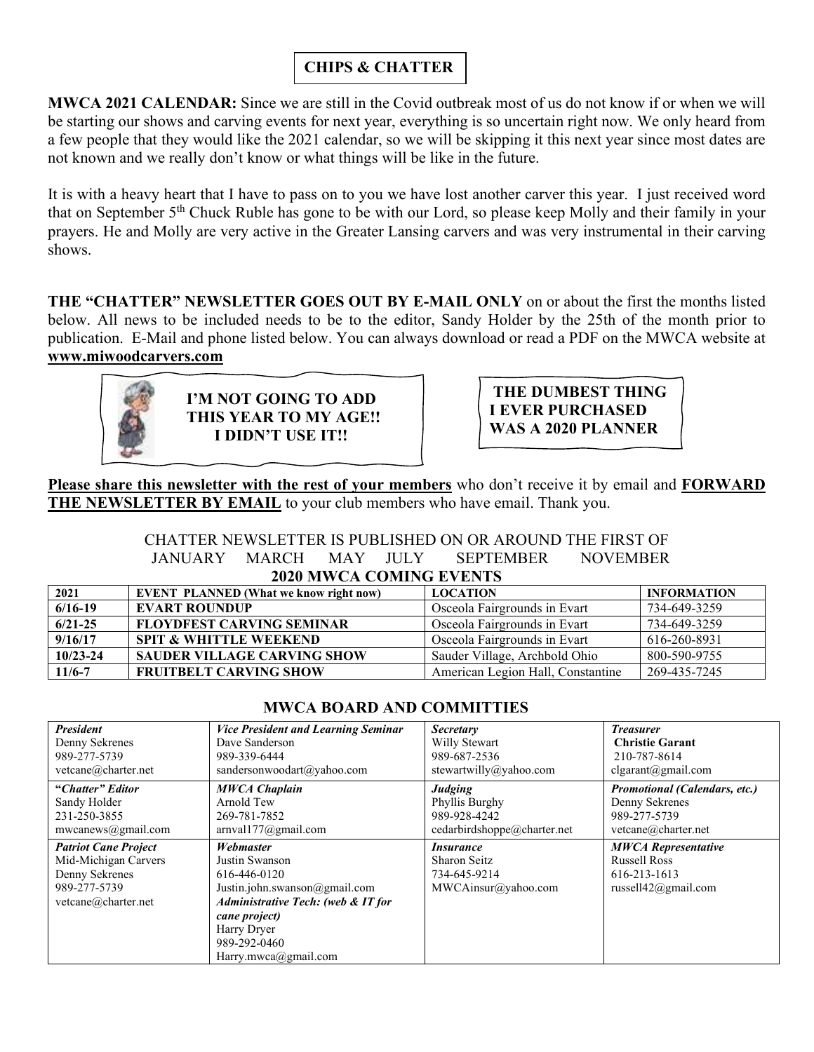## CHIPS & CHATTER

**MWCA 2021 CALENDAR:** Since we are still in the Covid outbreak most of us do not know if or when we will be starting our shows and carving events for next year, everything is so uncertain right now. We only heard from a few people that they would like the 2021 calendar, so we will be skipping it this next year since most dates are not known and we really don't know or what things will be like in the future.

It is with a heavy heart that I have to pass on to you we have lost another carver this year. I just received word that on September 5th Chuck Ruble has gone to be with our Lord, so please keep Molly and their family in your prayers. He and Molly are very active in the Greater Lansing carvers and was very instrumental in their carving shows.

**THE "CHATTER" NEWSLETTER GOES OUT BY E-MAIL ONLY** on or about the first the months listed below. All news to be included needs to be to the editor, Sandy Holder by the 25th of the month prior to publication. E-Mail and phone listed below. You can always download or read a PDF on the MWCA website at **www.miwoodcarvers.com**

**I'M NOT GOING TO ADD THIS YEAR TO MY AGE!! I DIDN'T USE IT!!**

**THE DUMBEST THING I EVER PURCHASED WAS A 2020 PLANNER**

**Please share this newsletter with the rest of your members** who don't receive it by email and **FORWARD THE NEWSLETTER BY EMAIL** to your club members who have email. Thank you.

CHATTER NEWSLETTER IS PUBLISHED ON OR AROUND THE FIRST OF
JANUARY MARCH MAY JULY SEPTEMBER NOVEMBER

### 2020 MWCA COMING EVENTS

| 2021 | EVENT PLANNED (What we know right now) | LOCATION | INFORMATION |
|---|---|---|---|
| 6/16-19 | EVART ROUNDUP | Osceola Fairgrounds in Evart | 734-649-3259 |
| 6/21-25 | FLOYDFEST CARVING SEMINAR | Osceola Fairgrounds in Evart | 734-649-3259 |
| 9/16/17 | SPIT & WHITTLE WEEKEND | Osceola Fairgrounds in Evart | 616-260-8931 |
| 10/23-24 | SAUDER VILLAGE CARVING SHOW | Sauder Village, Archbold Ohio | 800-590-9755 |
| 11/6-7 | FRUITBELT CARVING SHOW | American Legion Hall, Constantine | 269-435-7245 |

### MWCA BOARD AND COMMITTIES

| | | | |
|---|---|---|---|
| ***President***<br>Denny Sekrenes<br>989-277-5739<br>vetcane@charter.net | ***Vice President and Learning Seminar***<br>Dave Sanderson<br>989-339-6444<br>sandersonwoodart@yahoo.com | ***Secretary***<br>Willy Stewart<br>989-687-2536<br>stewartwilly@yahoo.com | ***Treasurer***<br>**Christie Garant**<br>210-787-8614<br>clgarant@gmail.com |
| ***"Chatter" Editor***<br>Sandy Holder<br>231-250-3855<br>mwcanews@gmail.com | ***MWCA Chaplain***<br>Arnold Tew<br>269-781-7852<br>arnval177@gmail.com | ***Judging***<br>Phyllis Burghy<br>989-928-4242<br>cedarbirdshoppe@charter.net | ***Promotional (Calendars, etc.)***<br>Denny Sekrenes<br>989-277-5739<br>vetcane@charter.net |
| ***Patriot Cane Project***<br>Mid-Michigan Carvers<br>Denny Sekrenes<br>989-277-5739<br>vetcane@charter.net | ***Webmaster***<br>Justin Swanson<br>616-446-0120<br>Justin.john.swanson@gmail.com<br>***Administrative Tech: (web & IT for cane project)***<br>Harry Dryer<br>989-292-0460<br>Harry.mwca@gmail.com | ***Insurance***<br>Sharon Seitz<br>734-645-9214<br>MWCAinsur@yahoo.com | ***MWCA Representative***<br>Russell Ross<br>616-213-1613<br>russell42@gmail.com |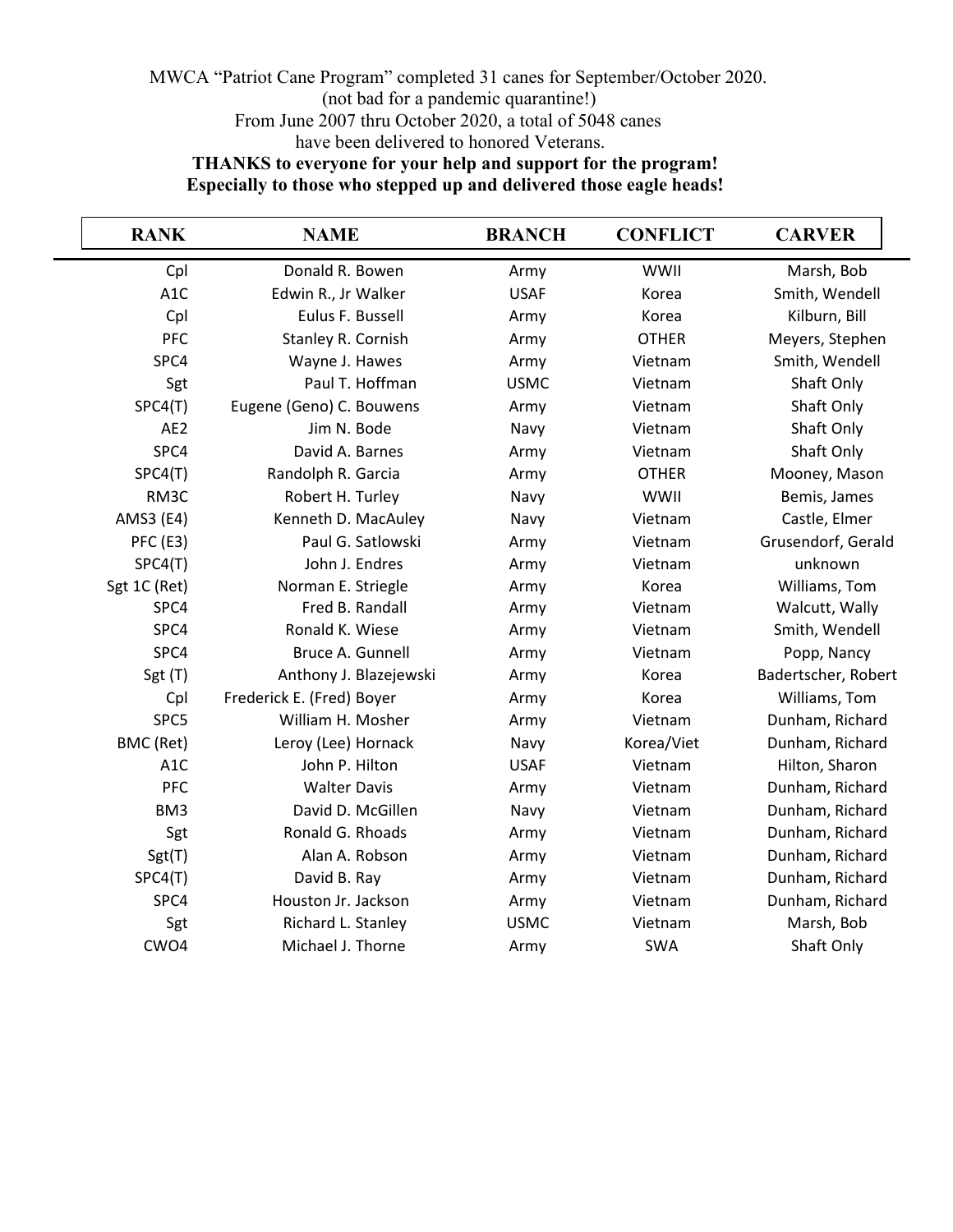MWCA "Patriot Cane Program" completed 31 canes for September/October 2020.
(not bad for a pandemic quarantine!)
From June 2007 thru October 2020, a total of 5048 canes
have been delivered to honored Veterans.

**THANKS to everyone for your help and support for the program!**
**Especially to those who stepped up and delivered those eagle heads!**

| RANK | NAME | BRANCH | CONFLICT | CARVER |
|---|---|---|---|---|
| Cpl | Donald R. Bowen | Army | WWII | Marsh, Bob |
| A1C | Edwin R., Jr Walker | USAF | Korea | Smith, Wendell |
| Cpl | Eulus F. Bussell | Army | Korea | Kilburn, Bill |
| PFC | Stanley R. Cornish | Army | OTHER | Meyers, Stephen |
| SPC4 | Wayne J. Hawes | Army | Vietnam | Smith, Wendell |
| Sgt | Paul T. Hoffman | USMC | Vietnam | Shaft Only |
| SPC4(T) | Eugene (Geno) C. Bouwens | Army | Vietnam | Shaft Only |
| AE2 | Jim N. Bode | Navy | Vietnam | Shaft Only |
| SPC4 | David A. Barnes | Army | Vietnam | Shaft Only |
| SPC4(T) | Randolph R. Garcia | Army | OTHER | Mooney, Mason |
| RM3C | Robert H. Turley | Navy | WWII | Bemis, James |
| AMS3 (E4) | Kenneth D. MacAuley | Navy | Vietnam | Castle, Elmer |
| PFC (E3) | Paul G. Satlowski | Army | Vietnam | Grusendorf, Gerald |
| SPC4(T) | John J. Endres | Army | Vietnam | unknown |
| Sgt 1C (Ret) | Norman E. Striegle | Army | Korea | Williams, Tom |
| SPC4 | Fred B. Randall | Army | Vietnam | Walcutt, Wally |
| SPC4 | Ronald K. Wiese | Army | Vietnam | Smith, Wendell |
| SPC4 | Bruce A. Gunnell | Army | Vietnam | Popp, Nancy |
| Sgt (T) | Anthony J. Blazejewski | Army | Korea | Badertscher, Robert |
| Cpl | Frederick E. (Fred) Boyer | Army | Korea | Williams, Tom |
| SPC5 | William H. Mosher | Army | Vietnam | Dunham, Richard |
| BMC (Ret) | Leroy (Lee) Hornack | Navy | Korea/Viet | Dunham, Richard |
| A1C | John P. Hilton | USAF | Vietnam | Hilton, Sharon |
| PFC | Walter Davis | Army | Vietnam | Dunham, Richard |
| BM3 | David D. McGillen | Navy | Vietnam | Dunham, Richard |
| Sgt | Ronald G. Rhoads | Army | Vietnam | Dunham, Richard |
| Sgt(T) | Alan A. Robson | Army | Vietnam | Dunham, Richard |
| SPC4(T) | David B. Ray | Army | Vietnam | Dunham, Richard |
| SPC4 | Houston Jr. Jackson | Army | Vietnam | Dunham, Richard |
| Sgt | Richard L. Stanley | USMC | Vietnam | Marsh, Bob |
| CWO4 | Michael J. Thorne | Army | SWA | Shaft Only |